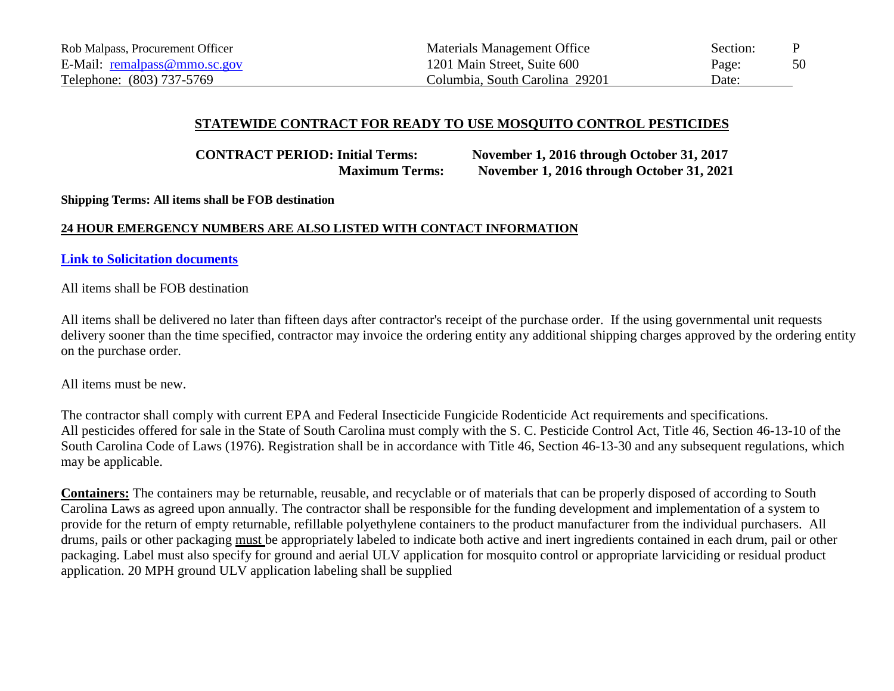Rob Malpass, Procurement Officer
E-Mail: remalpass@mmo.sc.gov
Telephone: (803) 737-5769

Materials Management Office
1201 Main Street, Suite 600
Columbia, South Carolina 29201

Section: P
Page: 50
Date:

## STATEWIDE CONTRACT FOR READY TO USE MOSQUITO CONTROL PESTICIDES

**CONTRACT PERIOD: Initial Terms: November 1, 2016 through October 31, 2017**
**Maximum Terms: November 1, 2016 through October 31, 2021**

**Shipping Terms: All items shall be FOB destination**

**24 HOUR EMERGENCY NUMBERS ARE ALSO LISTED WITH CONTACT INFORMATION**

**Link to Solicitation documents**

All items shall be FOB destination

All items shall be delivered no later than fifteen days after contractor's receipt of the purchase order. If the using governmental unit requests delivery sooner than the time specified, contractor may invoice the ordering entity any additional shipping charges approved by the ordering entity on the purchase order.

All items must be new.

The contractor shall comply with current EPA and Federal Insecticide Fungicide Rodenticide Act requirements and specifications.
All pesticides offered for sale in the State of South Carolina must comply with the S. C. Pesticide Control Act, Title 46, Section 46-13-10 of the South Carolina Code of Laws (1976). Registration shall be in accordance with Title 46, Section 46-13-30 and any subsequent regulations, which may be applicable.

**Containers:** The containers may be returnable, reusable, and recyclable or of materials that can be properly disposed of according to South Carolina Laws as agreed upon annually. The contractor shall be responsible for the funding development and implementation of a system to provide for the return of empty returnable, refillable polyethylene containers to the product manufacturer from the individual purchasers. All drums, pails or other packaging must be appropriately labeled to indicate both active and inert ingredients contained in each drum, pail or other packaging. Label must also specify for ground and aerial ULV application for mosquito control or appropriate larviciding or residual product application. 20 MPH ground ULV application labeling shall be supplied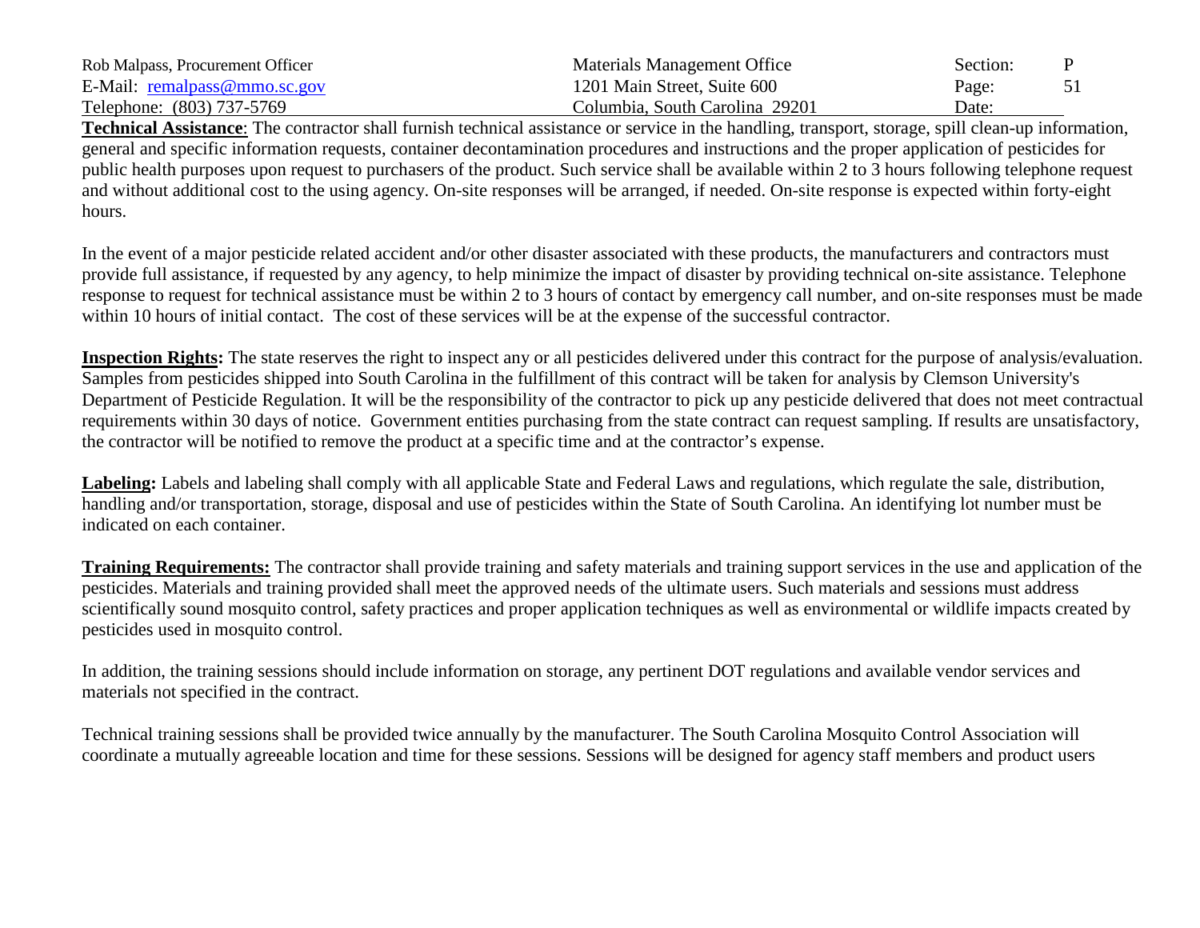**Technical Assistance**: The contractor shall furnish technical assistance or service in the handling, transport, storage, spill clean-up information, general and specific information requests, container decontamination procedures and instructions and the proper application of pesticides for public health purposes upon request to purchasers of the product. Such service shall be available within 2 to 3 hours following telephone request and without additional cost to the using agency. On-site responses will be arranged, if needed. On-site response is expected within forty-eight hours.

In the event of a major pesticide related accident and/or other disaster associated with these products, the manufacturers and contractors must provide full assistance, if requested by any agency, to help minimize the impact of disaster by providing technical on-site assistance. Telephone response to request for technical assistance must be within 2 to 3 hours of contact by emergency call number, and on-site responses must be made within 10 hours of initial contact. The cost of these services will be at the expense of the successful contractor.

**Inspection Rights:** The state reserves the right to inspect any or all pesticides delivered under this contract for the purpose of analysis/evaluation. Samples from pesticides shipped into South Carolina in the fulfillment of this contract will be taken for analysis by Clemson University's Department of Pesticide Regulation. It will be the responsibility of the contractor to pick up any pesticide delivered that does not meet contractual requirements within 30 days of notice. Government entities purchasing from the state contract can request sampling. If results are unsatisfactory, the contractor will be notified to remove the product at a specific time and at the contractor's expense.

**Labeling:** Labels and labeling shall comply with all applicable State and Federal Laws and regulations, which regulate the sale, distribution, handling and/or transportation, storage, disposal and use of pesticides within the State of South Carolina. An identifying lot number must be indicated on each container.

**Training Requirements:** The contractor shall provide training and safety materials and training support services in the use and application of the pesticides. Materials and training provided shall meet the approved needs of the ultimate users. Such materials and sessions must address scientifically sound mosquito control, safety practices and proper application techniques as well as environmental or wildlife impacts created by pesticides used in mosquito control.

In addition, the training sessions should include information on storage, any pertinent DOT regulations and available vendor services and materials not specified in the contract.

Technical training sessions shall be provided twice annually by the manufacturer. The South Carolina Mosquito Control Association will coordinate a mutually agreeable location and time for these sessions. Sessions will be designed for agency staff members and product users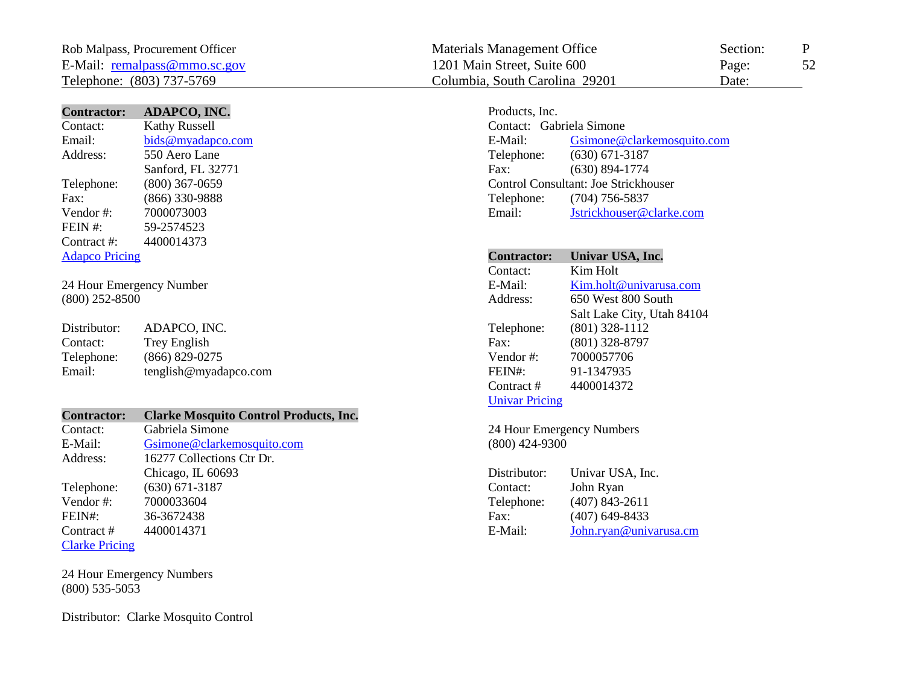**Contractor: ADAPCO, INC.**

Contact: Kathy Russell
Email: bids@myadapco.com
Address: 550 Aero Lane
Sanford, FL 32771
Telephone: (800) 367-0659
Fax: (866) 330-9888
Vendor #: 7000073003
FEIN #: 59-2574523
Contract #: 4400014373
Adapco Pricing

24 Hour Emergency Number
(800) 252-8500

Distributor: ADAPCO, INC.
Contact: Trey English
Telephone: (866) 829-0275
Email: tenglish@myadapco.com

**Contractor: Clarke Mosquito Control Products, Inc.**

Contact: Gabriela Simone
E-Mail: Gsimone@clarkemosquito.com
Address: 16277 Collections Ctr Dr.
Chicago, IL 60693
Telephone: (630) 671-3187
Vendor #: 7000033604
FEIN#: 36-3672438
Contract # 4400014371
Clarke Pricing

24 Hour Emergency Numbers
(800) 535-5053

Distributor: Clarke Mosquito Control Products, Inc.
Contact: Gabriela Simone
E-Mail: Gsimone@clarkemosquito.com
Telephone: (630) 671-3187
Fax: (630) 894-1774
Control Consultant: Joe Strickhouser
Telephone: (704) 756-5837
Email: Jstrickhouser@clarke.com

**Contractor: Univar USA, Inc.**

Contact: Kim Holt
E-Mail: Kim.holt@univarusa.com
Address: 650 West 800 South
Salt Lake City, Utah 84104
Telephone: (801) 328-1112
Fax: (801) 328-8797
Vendor #: 7000057706
FEIN#: 91-1347935
Contract # 4400014372
Univar Pricing

24 Hour Emergency Numbers
(800) 424-9300

Distributor: Univar USA, Inc.
Contact: John Ryan
Telephone: (407) 843-2611
Fax: (407) 649-8433
E-Mail: John.ryan@univarusa.cm